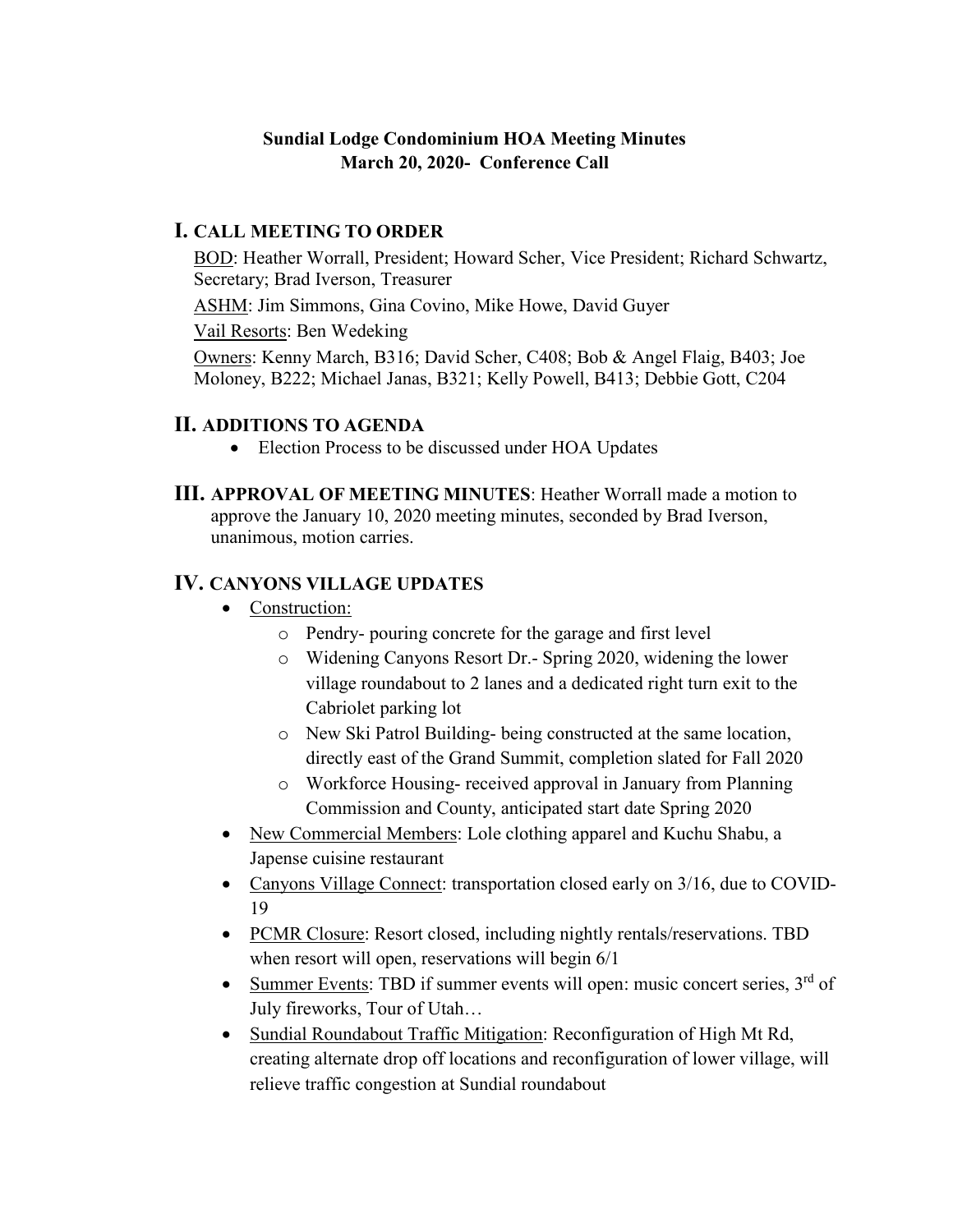**Sundial Lodge Condominium HOA Meeting Minutes**
**March 20, 2020- Conference Call**

## I. CALL MEETING TO ORDER

BOD: Heather Worrall, President; Howard Scher, Vice President; Richard Schwartz, Secretary; Brad Iverson, Treasurer

ASHM: Jim Simmons, Gina Covino, Mike Howe, David Guyer

Vail Resorts: Ben Wedeking

Owners: Kenny March, B316; David Scher, C408; Bob & Angel Flaig, B403; Joe Moloney, B222; Michael Janas, B321; Kelly Powell, B413; Debbie Gott, C204

## II. ADDITIONS TO AGENDA

- Election Process to be discussed under HOA Updates

## III. APPROVAL OF MEETING MINUTES

Heather Worrall made a motion to approve the January 10, 2020 meeting minutes, seconded by Brad Iverson, unanimous, motion carries.

## IV. CANYONS VILLAGE UPDATES

- Construction:
  - Pendry- pouring concrete for the garage and first level
  - Widening Canyons Resort Dr.- Spring 2020, widening the lower village roundabout to 2 lanes and a dedicated right turn exit to the Cabriolet parking lot
  - New Ski Patrol Building- being constructed at the same location, directly east of the Grand Summit, completion slated for Fall 2020
  - Workforce Housing- received approval in January from Planning Commission and County, anticipated start date Spring 2020
- New Commercial Members: Lole clothing apparel and Kuchu Shabu, a Japense cuisine restaurant
- Canyons Village Connect: transportation closed early on 3/16, due to COVID-19
- PCMR Closure: Resort closed, including nightly rentals/reservations. TBD when resort will open, reservations will begin 6/1
- Summer Events: TBD if summer events will open: music concert series, 3rd of July fireworks, Tour of Utah…
- Sundial Roundabout Traffic Mitigation: Reconfiguration of High Mt Rd, creating alternate drop off locations and reconfiguration of lower village, will relieve traffic congestion at Sundial roundabout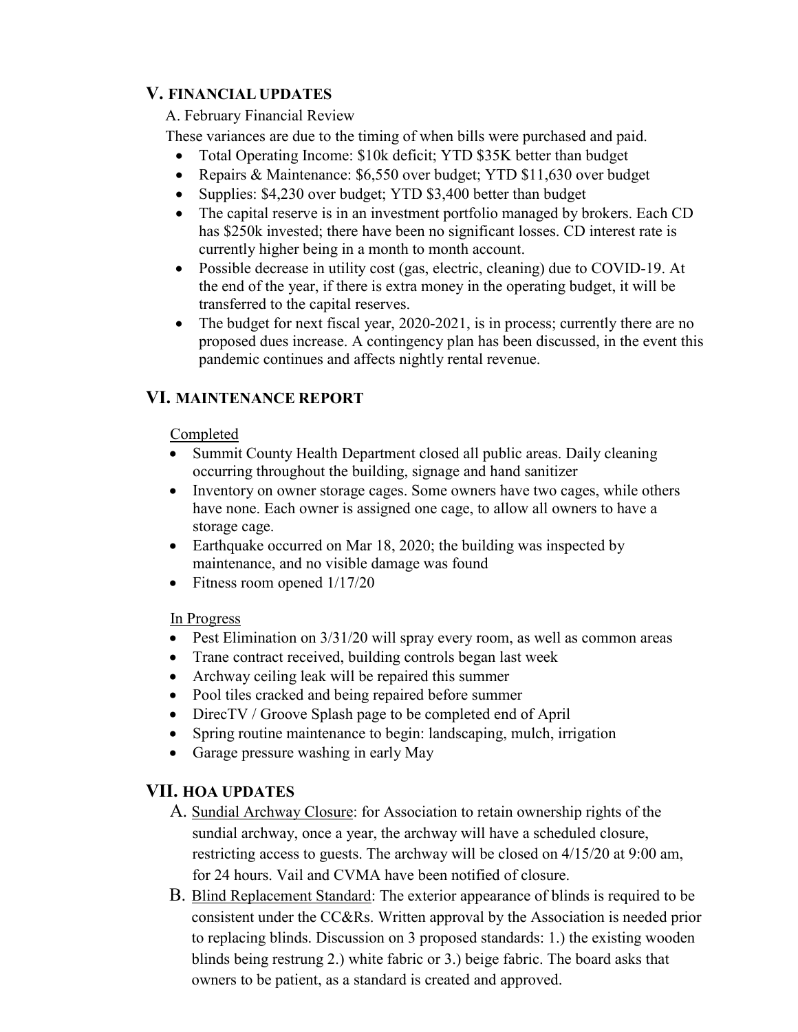## V. FINANCIAL UPDATES

A. February Financial Review

These variances are due to the timing of when bills were purchased and paid.

- Total Operating Income: $10k deficit; YTD $35K better than budget
- Repairs & Maintenance: $6,550 over budget; YTD $11,630 over budget
- Supplies: $4,230 over budget; YTD $3,400 better than budget
- The capital reserve is in an investment portfolio managed by brokers. Each CD has $250k invested; there have been no significant losses. CD interest rate is currently higher being in a month to month account.
- Possible decrease in utility cost (gas, electric, cleaning) due to COVID-19. At the end of the year, if there is extra money in the operating budget, it will be transferred to the capital reserves.
- The budget for next fiscal year, 2020-2021, is in process; currently there are no proposed dues increase. A contingency plan has been discussed, in the event this pandemic continues and affects nightly rental revenue.

## VI. MAINTENANCE REPORT

Completed

- Summit County Health Department closed all public areas. Daily cleaning occurring throughout the building, signage and hand sanitizer
- Inventory on owner storage cages. Some owners have two cages, while others have none. Each owner is assigned one cage, to allow all owners to have a storage cage.
- Earthquake occurred on Mar 18, 2020; the building was inspected by maintenance, and no visible damage was found
- Fitness room opened 1/17/20

In Progress

- Pest Elimination on 3/31/20 will spray every room, as well as common areas
- Trane contract received, building controls began last week
- Archway ceiling leak will be repaired this summer
- Pool tiles cracked and being repaired before summer
- DirecTV / Groove Splash page to be completed end of April
- Spring routine maintenance to begin: landscaping, mulch, irrigation
- Garage pressure washing in early May

## VII. HOA UPDATES

A. Sundial Archway Closure: for Association to retain ownership rights of the sundial archway, once a year, the archway will have a scheduled closure, restricting access to guests. The archway will be closed on 4/15/20 at 9:00 am, for 24 hours. Vail and CVMA have been notified of closure.

B. Blind Replacement Standard: The exterior appearance of blinds is required to be consistent under the CC&Rs. Written approval by the Association is needed prior to replacing blinds. Discussion on 3 proposed standards: 1.) the existing wooden blinds being restrung 2.) white fabric or 3.) beige fabric. The board asks that owners to be patient, as a standard is created and approved.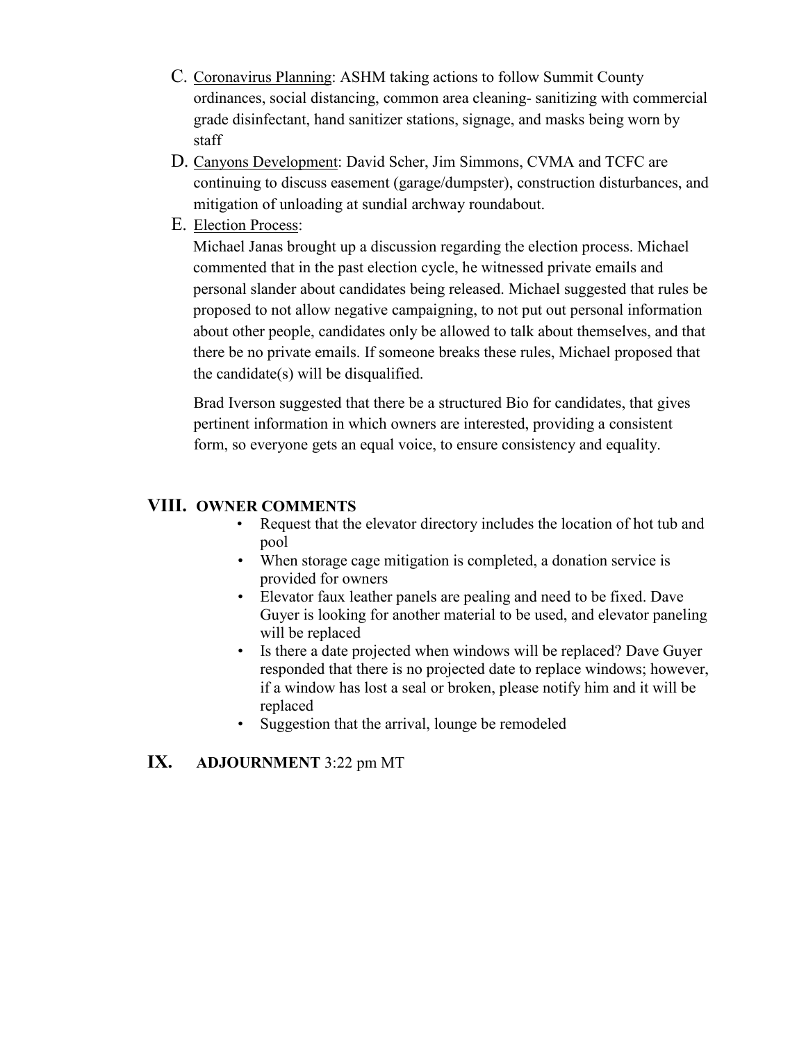C. Coronavirus Planning: ASHM taking actions to follow Summit County ordinances, social distancing, common area cleaning- sanitizing with commercial grade disinfectant, hand sanitizer stations, signage, and masks being worn by staff

D. Canyons Development: David Scher, Jim Simmons, CVMA and TCFC are continuing to discuss easement (garage/dumpster), construction disturbances, and mitigation of unloading at sundial archway roundabout.

E. Election Process:

Michael Janas brought up a discussion regarding the election process. Michael commented that in the past election cycle, he witnessed private emails and personal slander about candidates being released. Michael suggested that rules be proposed to not allow negative campaigning, to not put out personal information about other people, candidates only be allowed to talk about themselves, and that there be no private emails. If someone breaks these rules, Michael proposed that the candidate(s) will be disqualified.

Brad Iverson suggested that there be a structured Bio for candidates, that gives pertinent information in which owners are interested, providing a consistent form, so everyone gets an equal voice, to ensure consistency and equality.

## VIII. OWNER COMMENTS

- Request that the elevator directory includes the location of hot tub and pool
- When storage cage mitigation is completed, a donation service is provided for owners
- Elevator faux leather panels are pealing and need to be fixed. Dave Guyer is looking for another material to be used, and elevator paneling will be replaced
- Is there a date projected when windows will be replaced? Dave Guyer responded that there is no projected date to replace windows; however, if a window has lost a seal or broken, please notify him and it will be replaced
- Suggestion that the arrival, lounge be remodeled

## IX. ADJOURNMENT 3:22 pm MT